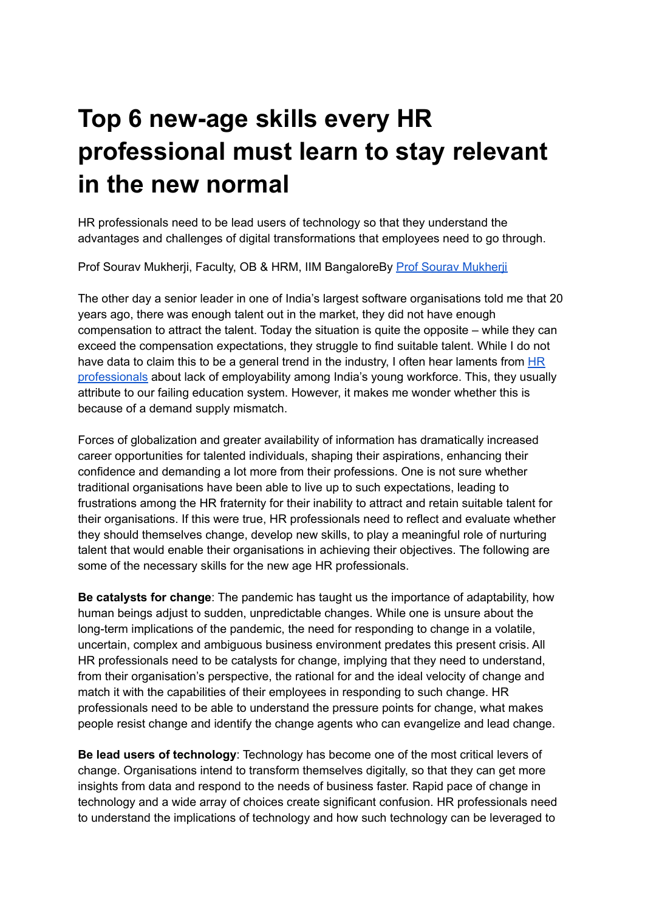# Top 6 new-age skills every HR professional must learn to stay relevant in the new normal

HR professionals need to be lead users of technology so that they understand the advantages and challenges of digital transformations that employees need to go through.

Prof Sourav Mukherji, Faculty, OB & HRM, IIM BangaloreBy [Prof Sourav Mukherji]()

The other day a senior leader in one of India's largest software organisations told me that 20 years ago, there was enough talent out in the market, they did not have enough compensation to attract the talent. Today the situation is quite the opposite – while they can exceed the compensation expectations, they struggle to find suitable talent. While I do not have data to claim this to be a general trend in the industry, I often hear laments from [HR professionals]() about lack of employability among India's young workforce. This, they usually attribute to our failing education system. However, it makes me wonder whether this is because of a demand supply mismatch.

Forces of globalization and greater availability of information has dramatically increased career opportunities for talented individuals, shaping their aspirations, enhancing their confidence and demanding a lot more from their professions. One is not sure whether traditional organisations have been able to live up to such expectations, leading to frustrations among the HR fraternity for their inability to attract and retain suitable talent for their organisations. If this were true, HR professionals need to reflect and evaluate whether they should themselves change, develop new skills, to play a meaningful role of nurturing talent that would enable their organisations in achieving their objectives. The following are some of the necessary skills for the new age HR professionals.

**Be catalysts for change**: The pandemic has taught us the importance of adaptability, how human beings adjust to sudden, unpredictable changes. While one is unsure about the long-term implications of the pandemic, the need for responding to change in a volatile, uncertain, complex and ambiguous business environment predates this present crisis. All HR professionals need to be catalysts for change, implying that they need to understand, from their organisation's perspective, the rational for and the ideal velocity of change and match it with the capabilities of their employees in responding to such change. HR professionals need to be able to understand the pressure points for change, what makes people resist change and identify the change agents who can evangelize and lead change.

**Be lead users of technology**: Technology has become one of the most critical levers of change. Organisations intend to transform themselves digitally, so that they can get more insights from data and respond to the needs of business faster. Rapid pace of change in technology and a wide array of choices create significant confusion. HR professionals need to understand the implications of technology and how such technology can be leveraged to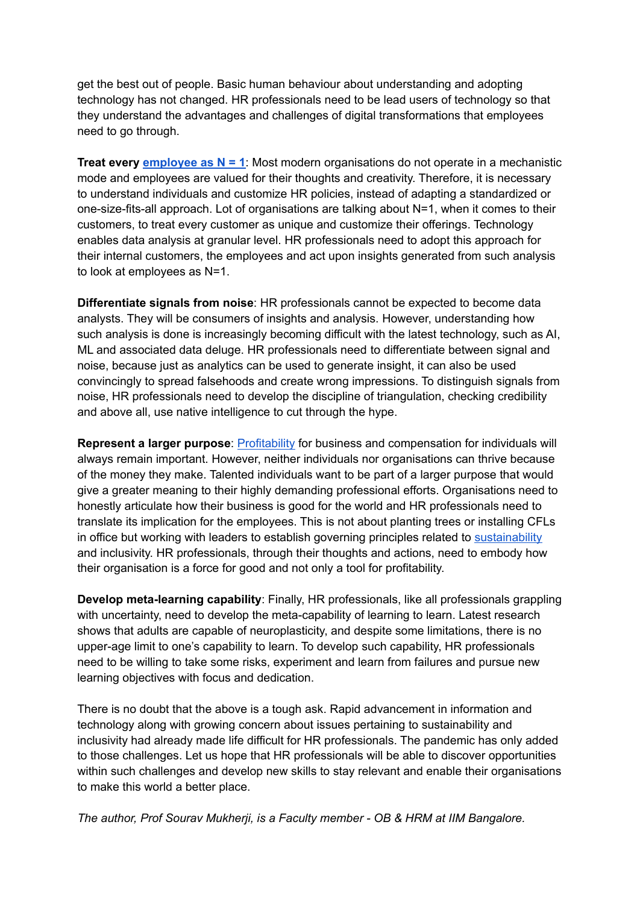get the best out of people. Basic human behaviour about understanding and adopting technology has not changed. HR professionals need to be lead users of technology so that they understand the advantages and challenges of digital transformations that employees need to go through.

**Treat every employee as N = 1**: Most modern organisations do not operate in a mechanistic mode and employees are valued for their thoughts and creativity. Therefore, it is necessary to understand individuals and customize HR policies, instead of adapting a standardized or one-size-fits-all approach. Lot of organisations are talking about N=1, when it comes to their customers, to treat every customer as unique and customize their offerings. Technology enables data analysis at granular level. HR professionals need to adopt this approach for their internal customers, the employees and act upon insights generated from such analysis to look at employees as N=1.

**Differentiate signals from noise**: HR professionals cannot be expected to become data analysts. They will be consumers of insights and analysis. However, understanding how such analysis is done is increasingly becoming difficult with the latest technology, such as AI, ML and associated data deluge. HR professionals need to differentiate between signal and noise, because just as analytics can be used to generate insight, it can also be used convincingly to spread falsehoods and create wrong impressions. To distinguish signals from noise, HR professionals need to develop the discipline of triangulation, checking credibility and above all, use native intelligence to cut through the hype.

**Represent a larger purpose**: Profitability for business and compensation for individuals will always remain important. However, neither individuals nor organisations can thrive because of the money they make. Talented individuals want to be part of a larger purpose that would give a greater meaning to their highly demanding professional efforts. Organisations need to honestly articulate how their business is good for the world and HR professionals need to translate its implication for the employees. This is not about planting trees or installing CFLs in office but working with leaders to establish governing principles related to sustainability and inclusivity. HR professionals, through their thoughts and actions, need to embody how their organisation is a force for good and not only a tool for profitability.

**Develop meta-learning capability**: Finally, HR professionals, like all professionals grappling with uncertainty, need to develop the meta-capability of learning to learn. Latest research shows that adults are capable of neuroplasticity, and despite some limitations, there is no upper-age limit to one's capability to learn. To develop such capability, HR professionals need to be willing to take some risks, experiment and learn from failures and pursue new learning objectives with focus and dedication.

There is no doubt that the above is a tough ask. Rapid advancement in information and technology along with growing concern about issues pertaining to sustainability and inclusivity had already made life difficult for HR professionals. The pandemic has only added to those challenges. Let us hope that HR professionals will be able to discover opportunities within such challenges and develop new skills to stay relevant and enable their organisations to make this world a better place.

*The author, Prof Sourav Mukherji, is a Faculty member - OB & HRM at IIM Bangalore.*